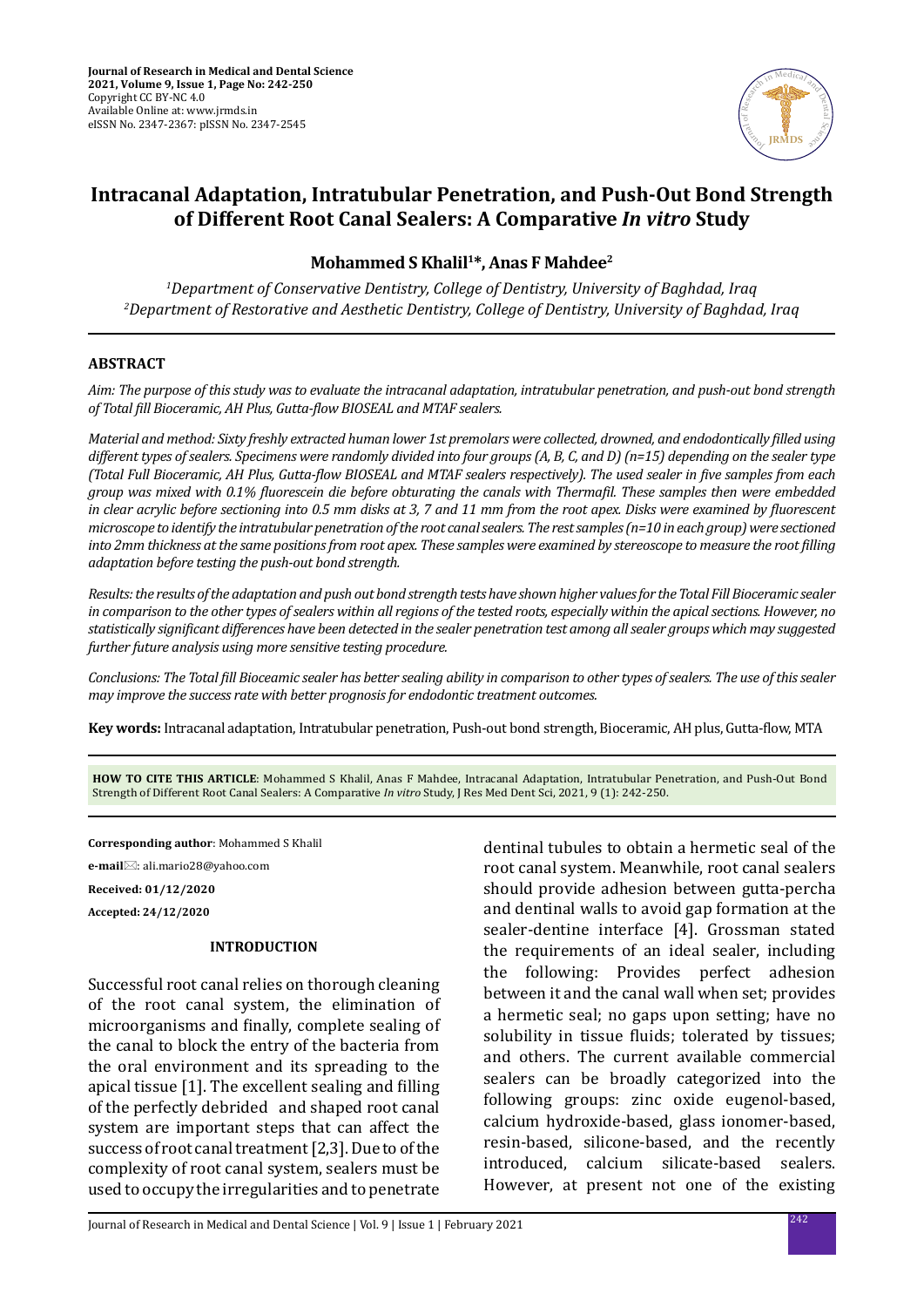# Intracanal Adaptation, Intratubular Penetration, and Push-Out Bond Strength of Different Root Canal Sealers: A Comparative *In vitro* Study

**Mohammed S Khalil[1]*, Anas F Mahdee[2]**

*[1]Department of Conservative Dentistry, College of Dentistry, University of Baghdad, Iraq*
*[2]Department of Restorative and Aesthetic Dentistry, College of Dentistry, University of Baghdad, Iraq*

## ABSTRACT

*Aim: The purpose of this study was to evaluate the intracanal adaptation, intratubular penetration, and push-out bond strength of Total fill Bioceramic, AH Plus, Gutta-flow BIOSEAL and MTAF sealers.*

*Material and method: Sixty freshly extracted human lower 1st premolars were collected, drowned, and endodontically filled using different types of sealers. Specimens were randomly divided into four groups (A, B, C, and D) (n=15) depending on the sealer type (Total Full Bioceramic, AH Plus, Gutta-flow BIOSEAL and MTAF sealers respectively). The used sealer in five samples from each group was mixed with 0.1% fluorescein die before obturating the canals with Thermafil. These samples then were embedded in clear acrylic before sectioning into 0.5 mm disks at 3, 7 and 11 mm from the root apex. Disks were examined by fluorescent microscope to identify the intratubular penetration of the root canal sealers. The rest samples (n=10 in each group) were sectioned into 2mm thickness at the same positions from root apex. These samples were examined by stereoscope to measure the root filling adaptation before testing the push-out bond strength.*

*Results: the results of the adaptation and push out bond strength tests have shown higher values for the Total Fill Bioceramic sealer in comparison to the other types of sealers within all regions of the tested roots, especially within the apical sections. However, no statistically significant differences have been detected in the sealer penetration test among all sealer groups which may suggested further future analysis using more sensitive testing procedure.*

*Conclusions: The Total fill Bioceamic sealer has better sealing ability in comparison to other types of sealers. The use of this sealer may improve the success rate with better prognosis for endodontic treatment outcomes.*

**Key words:** Intracanal adaptation, Intratubular penetration, Push-out bond strength, Bioceramic, AH plus, Gutta-flow, MTA

**HOW TO CITE THIS ARTICLE**: Mohammed S Khalil, Anas F Mahdee, Intracanal Adaptation, Intratubular Penetration, and Push-Out Bond Strength of Different Root Canal Sealers: A Comparative *In vitro* Study, J Res Med Dent Sci, 2021, 9 (1): 242-250.

**Corresponding author**: Mohammed S Khalil

**e-mail**: ali.mario28@yahoo.com

**Received: 01/12/2020**

**Accepted: 24/12/2020**

## INTRODUCTION

Successful root canal relies on thorough cleaning of the root canal system, the elimination of microorganisms and finally, complete sealing of the canal to block the entry of the bacteria from the oral environment and its spreading to the apical tissue [1]. The excellent sealing and filling of the perfectly debrided and shaped root canal system are important steps that can affect the success of root canal treatment [2,3]. Due to of the complexity of root canal system, sealers must be used to occupy the irregularities and to penetrate dentinal tubules to obtain a hermetic seal of the root canal system. Meanwhile, root canal sealers should provide adhesion between gutta-percha and dentinal walls to avoid gap formation at the sealer-dentine interface [4]. Grossman stated the requirements of an ideal sealer, including the following: Provides perfect adhesion between it and the canal wall when set; provides a hermetic seal; no gaps upon setting; have no solubility in tissue fluids; tolerated by tissues; and others. The current available commercial sealers can be broadly categorized into the following groups: zinc oxide eugenol-based, calcium hydroxide-based, glass ionomer-based, resin-based, silicone-based, and the recently introduced, calcium silicate-based sealers. However, at present not one of the existing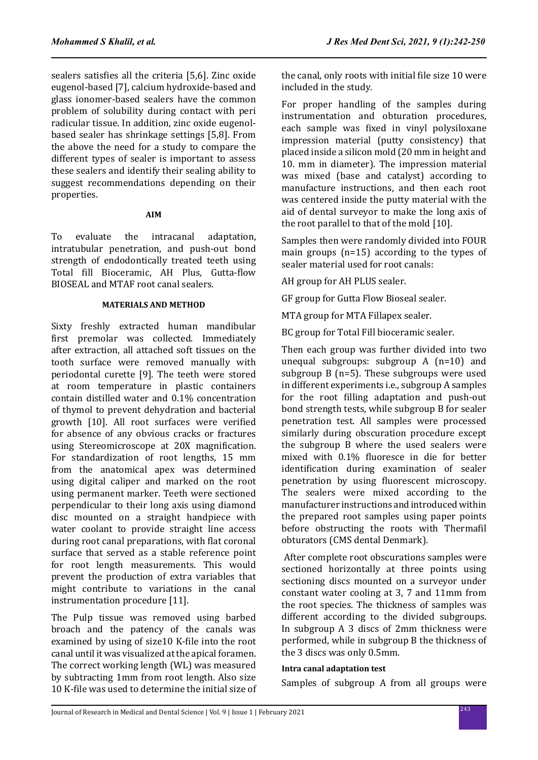sealers satisfies all the criteria [5,6]. Zinc oxide eugenol-based [7], calcium hydroxide-based and glass ionomer-based sealers have the common problem of solubility during contact with peri radicular tissue. In addition, zinc oxide eugenol-based sealer has shrinkage settings [5,8]. From the above the need for a study to compare the different types of sealer is important to assess these sealers and identify their sealing ability to suggest recommendations depending on their properties.

## AIM

To evaluate the intracanal adaptation, intratubular penetration, and push-out bond strength of endodontically treated teeth using Total fill Bioceramic, AH Plus, Gutta-flow BIOSEAL and MTAF root canal sealers.

## MATERIALS AND METHOD

Sixty freshly extracted human mandibular first premolar was collected. Immediately after extraction, all attached soft tissues on the tooth surface were removed manually with periodontal curette [9]. The teeth were stored at room temperature in plastic containers contain distilled water and 0.1% concentration of thymol to prevent dehydration and bacterial growth [10]. All root surfaces were verified for absence of any obvious cracks or fractures using Stereomicroscope at 20X magnification. For standardization of root lengths, 15 mm from the anatomical apex was determined using digital caliper and marked on the root using permanent marker. Teeth were sectioned perpendicular to their long axis using diamond disc mounted on a straight handpiece with water coolant to provide straight line access during root canal preparations, with flat coronal surface that served as a stable reference point for root length measurements. This would prevent the production of extra variables that might contribute to variations in the canal instrumentation procedure [11].

The Pulp tissue was removed using barbed broach and the patency of the canals was examined by using of size10 K-file into the root canal until it was visualized at the apical foramen. The correct working length (WL) was measured by subtracting 1mm from root length. Also size 10 K-file was used to determine the initial size of the canal, only roots with initial file size 10 were included in the study.

For proper handling of the samples during instrumentation and obturation procedures, each sample was fixed in vinyl polysiloxane impression material (putty consistency) that placed inside a silicon mold (20 mm in height and 10. mm in diameter). The impression material was mixed (base and catalyst) according to manufacture instructions, and then each root was centered inside the putty material with the aid of dental surveyor to make the long axis of the root parallel to that of the mold [10].

Samples then were randomly divided into FOUR main groups (n=15) according to the types of sealer material used for root canals:

AH group for AH PLUS sealer.

GF group for Gutta Flow Bioseal sealer.

MTA group for MTA Fillapex sealer.

BC group for Total Fill bioceramic sealer.

Then each group was further divided into two unequal subgroups: subgroup A (n=10) and subgroup B (n=5). These subgroups were used in different experiments i.e., subgroup A samples for the root filling adaptation and push-out bond strength tests, while subgroup B for sealer penetration test. All samples were processed similarly during obscuration procedure except the subgroup B where the used sealers were mixed with 0.1% fluoresce in die for better identification during examination of sealer penetration by using fluorescent microscopy. The sealers were mixed according to the manufacturer instructions and introduced within the prepared root samples using paper points before obstructing the roots with Thermafil obturators (CMS dental Denmark).

After complete root obscurations samples were sectioned horizontally at three points using sectioning discs mounted on a surveyor under constant water cooling at 3, 7 and 11mm from the root species. The thickness of samples was different according to the divided subgroups. In subgroup A 3 discs of 2mm thickness were performed, while in subgroup B the thickness of the 3 discs was only 0.5mm.

### Intra canal adaptation test

Samples of subgroup A from all groups were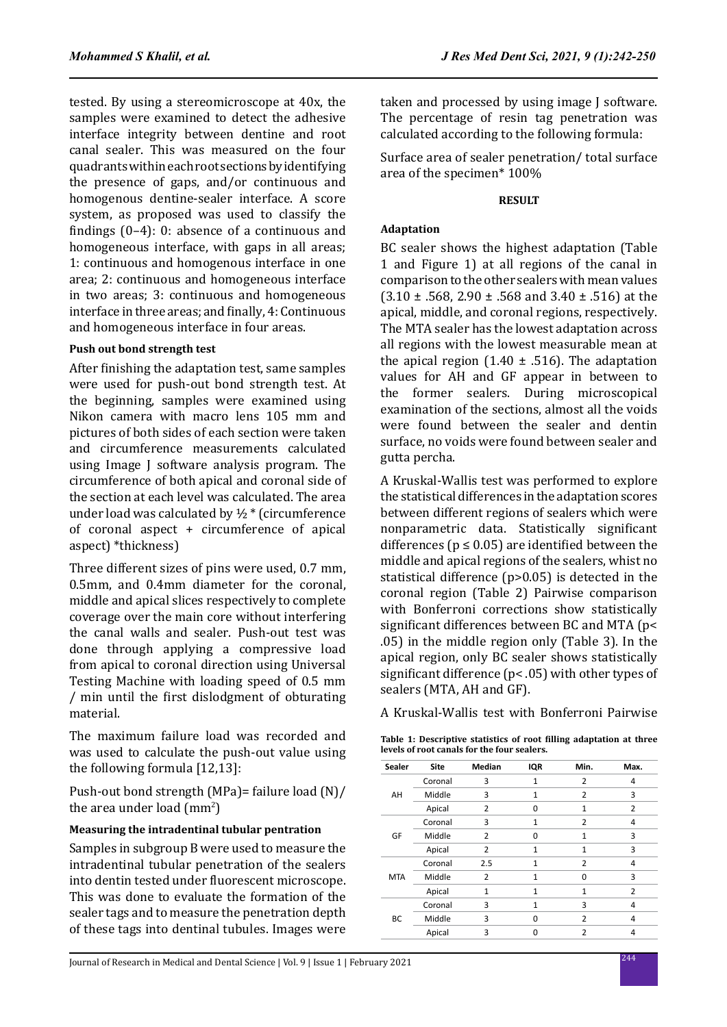tested. By using a stereomicroscope at 40x, the samples were examined to detect the adhesive interface integrity between dentine and root canal sealer. This was measured on the four quadrants within each root sections by identifying the presence of gaps, and/or continuous and homogenous dentine-sealer interface. A score system, as proposed was used to classify the findings (0–4): 0: absence of a continuous and homogeneous interface, with gaps in all areas; 1: continuous and homogenous interface in one area; 2: continuous and homogeneous interface in two areas; 3: continuous and homogeneous interface in three areas; and finally, 4: Continuous and homogeneous interface in four areas.

#### Push out bond strength test

After finishing the adaptation test, same samples were used for push-out bond strength test. At the beginning, samples were examined using Nikon camera with macro lens 105 mm and pictures of both sides of each section were taken and circumference measurements calculated using Image J software analysis program. The circumference of both apical and coronal side of the section at each level was calculated. The area under load was calculated by ½ * (circumference of coronal aspect + circumference of apical aspect) *thickness)

Three different sizes of pins were used, 0.7 mm, 0.5mm, and 0.4mm diameter for the coronal, middle and apical slices respectively to complete coverage over the main core without interfering the canal walls and sealer. Push-out test was done through applying a compressive load from apical to coronal direction using Universal Testing Machine with loading speed of 0.5 mm / min until the first dislodgment of obturating material.

The maximum failure load was recorded and was used to calculate the push-out value using the following formula [12,13]:

Push-out bond strength (MPa)= failure load (N)/ the area under load ($mm^2$)

#### Measuring the intradentinal tubular pentration

Samples in subgroup B were used to measure the intradentinal tubular penetration of the sealers into dentin tested under fluorescent microscope. This was done to evaluate the formation of the sealer tags and to measure the penetration depth of these tags into dentinal tubules. Images were taken and processed by using image J software. The percentage of resin tag penetration was calculated according to the following formula:

Surface area of sealer penetration/ total surface area of the specimen* 100%

## RESULT

#### Adaptation

BC sealer shows the highest adaptation (Table 1 and Figure 1) at all regions of the canal in comparison to the other sealers with mean values (3.10 ± .568, 2.90 ± .568 and 3.40 ± .516) at the apical, middle, and coronal regions, respectively. The MTA sealer has the lowest adaptation across all regions with the lowest measurable mean at the apical region (1.40 ± .516). The adaptation values for AH and GF appear in between to the former sealers. During microscopical examination of the sections, almost all the voids were found between the sealer and dentin surface, no voids were found between sealer and gutta percha.

A Kruskal-Wallis test was performed to explore the statistical differences in the adaptation scores between different regions of sealers which were nonparametric data. Statistically significant differences ($p \leq 0.05$) are identified between the middle and apical regions of the sealers, whilst no statistical difference ($p>0.05$) is detected in the coronal region (Table 2) Pairwise comparison with Bonferroni corrections show statistically significant differences between BC and MTA ($p< .05$) in the middle region only (Table 3). In the apical region, only BC sealer shows statistically significant difference ($p< .05$) with other types of sealers (MTA, AH and GF).

A Kruskal-Wallis test with Bonferroni Pairwise

**Table 1: Descriptive statistics of root filling adaptation at three levels of root canals for the four sealers.**

| Sealer | Site | Median | IQR | Min. | Max. |
|---|---|---|---|---|---|
| AH | Coronal | 3 | 1 | 2 | 4 |
| | Middle | 3 | 1 | 2 | 3 |
| | Apical | 2 | 0 | 1 | 2 |
| GF | Coronal | 3 | 1 | 2 | 4 |
| | Middle | 2 | 0 | 1 | 3 |
| | Apical | 2 | 1 | 1 | 3 |
| MTA | Coronal | 2.5 | 1 | 2 | 4 |
| | Middle | 2 | 1 | 0 | 3 |
| | Apical | 1 | 1 | 1 | 2 |
| BC | Coronal | 3 | 1 | 3 | 4 |
| | Middle | 3 | 0 | 2 | 4 |
| | Apical | 3 | 0 | 2 | 4 |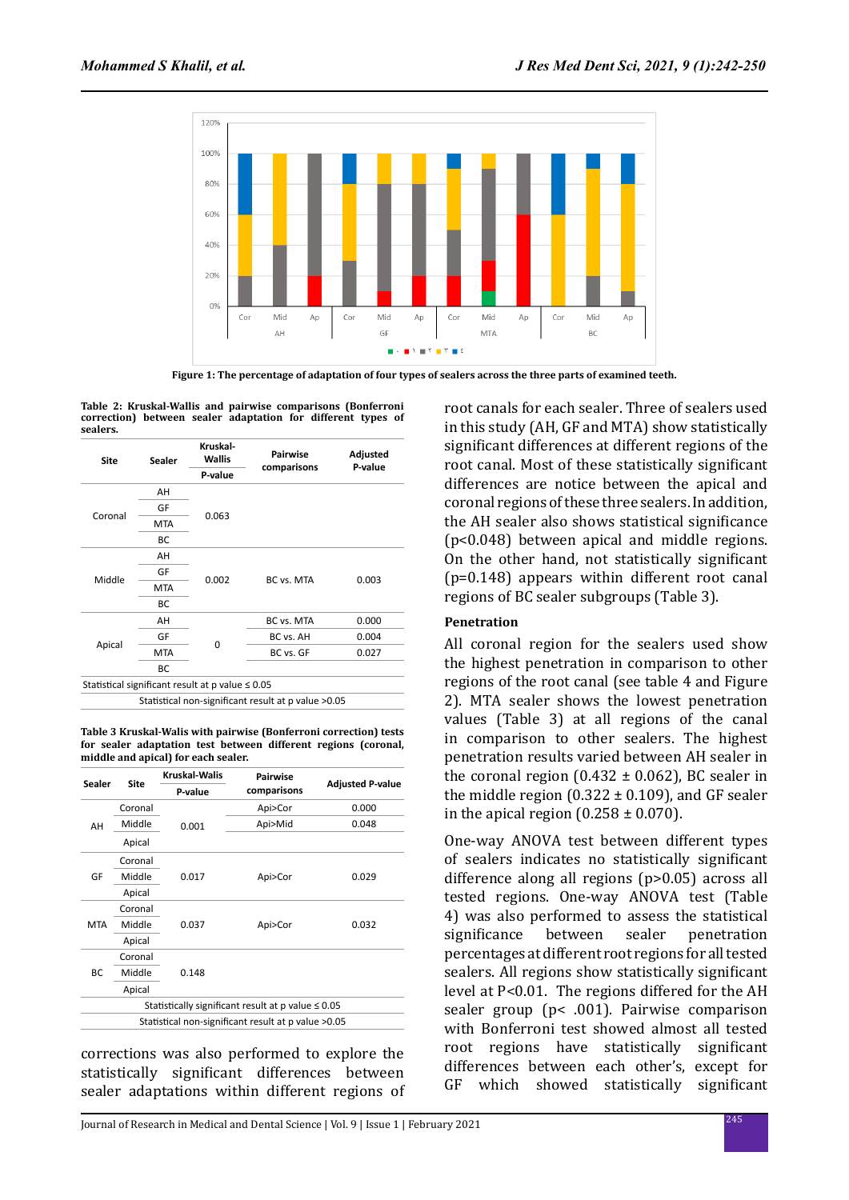Figure 1: The percentage of adaptation of four types of sealers across the three parts of examined teeth.

**Table 2: Kruskal-Wallis and pairwise comparisons (Bonferroni correction) between sealer adaptation for different types of sealers.**

| Site | Sealer | Kruskal-Wallis P-value | Pairwise comparisons | Adjusted P-value |
|---|---|---|---|---|
| Coronal | AH | 0.063 | | |
| | GF | | | |
| | MTA | | | |
| | BC | | | |
| Middle | AH | 0.002 | BC vs. MTA | 0.003 |
| | GF | | | |
| | MTA | | | |
| | BC | | | |
| Apical | AH | 0 | BC vs. MTA | 0.000 |
| | GF | | BC vs. AH | 0.004 |
| | MTA | | BC vs. GF | 0.027 |
| | BC | | | |

Statistical significant result at p value ≤ 0.05

Statistical non-significant result at p value >0.05

**Table 3 Kruskal-Walis with pairwise (Bonferroni correction) tests for sealer adaptation test between different regions (coronal, middle and apical) for each sealer.**

| Sealer | Site | Kruskal-Walis P-value | Pairwise comparisons | Adjusted P-value |
|---|---|---|---|---|
| AH | Coronal | 0.001 | Api>Cor | 0.000 |
| | Middle | | Api>Mid | 0.048 |
| | Apical | | | |
| GF | Coronal | 0.017 | Api>Cor | 0.029 |
| | Middle | | | |
| | Apical | | | |
| MTA | Coronal | 0.037 | Api>Cor | 0.032 |
| | Middle | | | |
| | Apical | | | |
| BC | Coronal | 0.148 | | |
| | Middle | | | |
| | Apical | | | |

Statistically significant result at p value ≤ 0.05

Statistical non-significant result at p value >0.05

corrections was also performed to explore the statistically significant differences between sealer adaptations within different regions of root canals for each sealer. Three of sealers used in this study (AH, GF and MTA) show statistically significant differences at different regions of the root canal. Most of these statistically significant differences are notice between the apical and coronal regions of these three sealers. In addition, the AH sealer also shows statistical significance (p<0.048) between apical and middle regions. On the other hand, not statistically significant (p=0.148) appears within different root canal regions of BC sealer subgroups (Table 3).

### Penetration

All coronal region for the sealers used show the highest penetration in comparison to other regions of the root canal (see table 4 and Figure 2). MTA sealer shows the lowest penetration values (Table 3) at all regions of the canal in comparison to other sealers. The highest penetration results varied between AH sealer in the coronal region (0.432 ± 0.062), BC sealer in the middle region (0.322 ± 0.109), and GF sealer in the apical region (0.258 ± 0.070).

One-way ANOVA test between different types of sealers indicates no statistically significant difference along all regions (p>0.05) across all tested regions. One-way ANOVA test (Table 4) was also performed to assess the statistical significance between sealer penetration percentages at different root regions for all tested sealers. All regions show statistically significant level at P<0.01. The regions differed for the AH sealer group (p< .001). Pairwise comparison with Bonferroni test showed almost all tested root regions have statistically significant differences between each other's, except for GF which showed statistically significant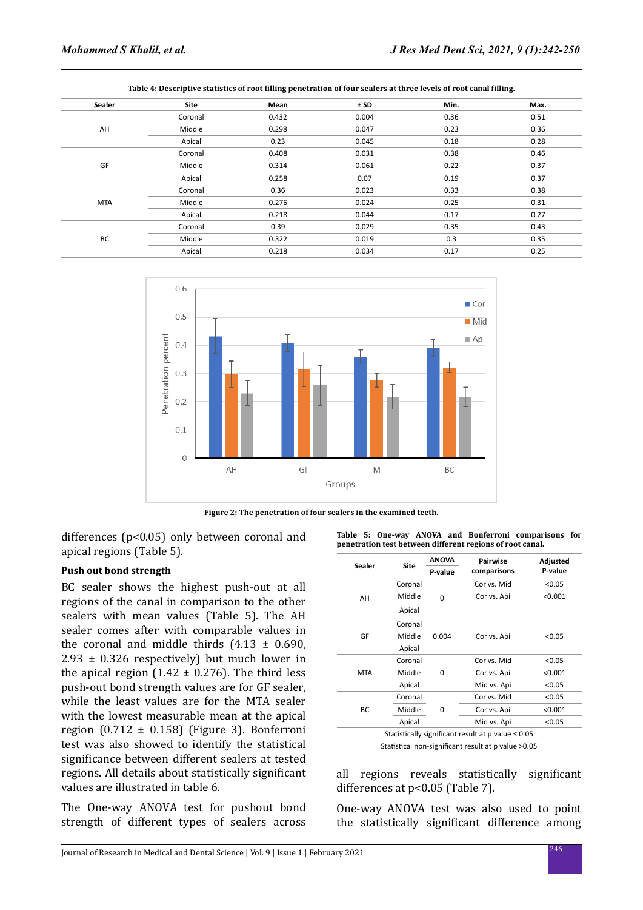**Table 4: Descriptive statistics of root filling penetration of four sealers at three levels of root canal filling.**

| Sealer | Site | Mean | ± SD | Min. | Max. |
|---|---|---|---|---|---|
| AH | Coronal | 0.432 | 0.004 | 0.36 | 0.51 |
| | Middle | 0.298 | 0.047 | 0.23 | 0.36 |
| | Apical | 0.23 | 0.045 | 0.18 | 0.28 |
| GF | Coronal | 0.408 | 0.031 | 0.38 | 0.46 |
| | Middle | 0.314 | 0.061 | 0.22 | 0.37 |
| | Apical | 0.258 | 0.07 | 0.19 | 0.37 |
| MTA | Coronal | 0.36 | 0.023 | 0.33 | 0.38 |
| | Middle | 0.276 | 0.024 | 0.25 | 0.31 |
| | Apical | 0.218 | 0.044 | 0.17 | 0.27 |
| BC | Coronal | 0.39 | 0.029 | 0.35 | 0.43 |
| | Middle | 0.322 | 0.019 | 0.3 | 0.35 |
| | Apical | 0.218 | 0.034 | 0.17 | 0.25 |

**Figure 2: The penetration of four sealers in the examined teeth.**

differences (p<0.05) only between coronal and apical regions (Table 5).

### Push out bond strength

BC sealer shows the highest push-out at all regions of the canal in comparison to the other sealers with mean values (Table 5). The AH sealer comes after with comparable values in the coronal and middle thirds (4.13 ± 0.690, 2.93 ± 0.326 respectively) but much lower in the apical region (1.42 ± 0.276). The third less push-out bond strength values are for GF sealer, while the least values are for the MTA sealer with the lowest measurable mean at the apical region (0.712 ± 0.158) (Figure 3). Bonferroni test was also showed to identify the statistical significance between different sealers at tested regions. All details about statistically significant values are illustrated in table 6.

The One-way ANOVA test for pushout bond strength of different types of sealers across all regions reveals statistically significant differences at p<0.05 (Table 7).

One-way ANOVA test was also used to point the statistically significant difference among

**Table 5: One-way ANOVA and Bonferroni comparisons for penetration test between different regions of root canal.**

| Sealer | Site | ANOVA P-value | Pairwise comparisons | Adjusted P-value |
|---|---|---|---|---|
| AH | Coronal | 0 | Cor vs. Mid | <0.05 |
| | Middle | | Cor vs. Api | <0.001 |
| | Apical | | | |
| GF | Coronal | 0.004 | Cor vs. Api | <0.05 |
| | Middle | | | |
| | Apical | | | |
| MTA | Coronal | 0 | Cor vs. Mid | <0.05 |
| | Middle | | Cor vs. Api | <0.001 |
| | Apical | | Mid vs. Api | <0.05 |
| BC | Coronal | 0 | Cor vs. Mid | <0.05 |
| | Middle | | Cor vs. Api | <0.001 |
| | Apical | | Mid vs. Api | <0.05 |

Statistically significant result at p value ≤ 0.05

Statistical non-significant result at p value >0.05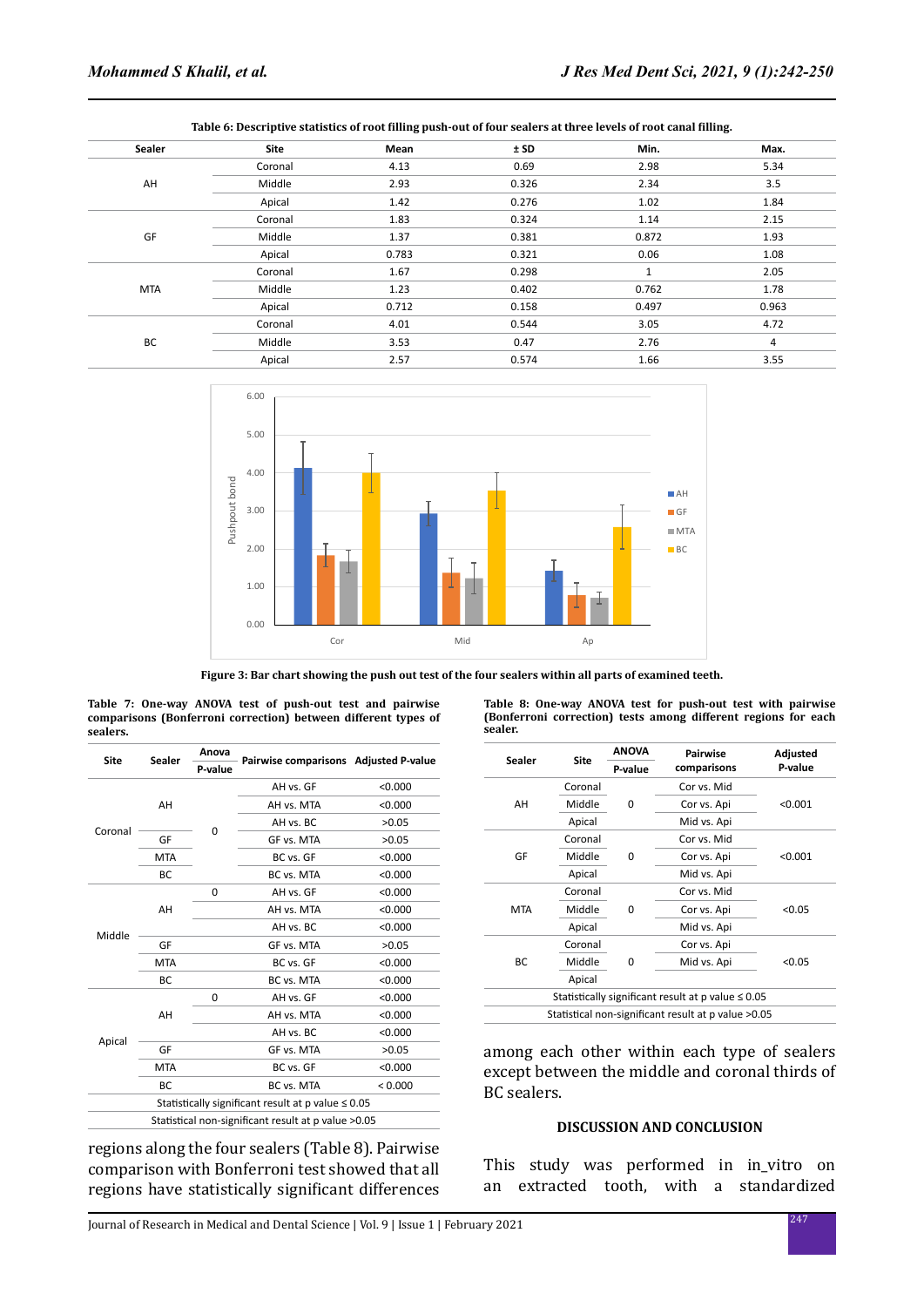**Table 6: Descriptive statistics of root filling push-out of four sealers at three levels of root canal filling.**

| Sealer | Site | Mean | ± SD | Min. | Max. |
|---|---|---|---|---|---|
| AH | Coronal | 4.13 | 0.69 | 2.98 | 5.34 |
| | Middle | 2.93 | 0.326 | 2.34 | 3.5 |
| | Apical | 1.42 | 0.276 | 1.02 | 1.84 |
| GF | Coronal | 1.83 | 0.324 | 1.14 | 2.15 |
| | Middle | 1.37 | 0.381 | 0.872 | 1.93 |
| | Apical | 0.783 | 0.321 | 0.06 | 1.08 |
| MTA | Coronal | 1.67 | 0.298 | 1 | 2.05 |
| | Middle | 1.23 | 0.402 | 0.762 | 1.78 |
| | Apical | 0.712 | 0.158 | 0.497 | 0.963 |
| BC | Coronal | 4.01 | 0.544 | 3.05 | 4.72 |
| | Middle | 3.53 | 0.47 | 2.76 | 4 |
| | Apical | 2.57 | 0.574 | 1.66 | 3.55 |

**Figure 3: Bar chart showing the push out test of the four sealers within all parts of examined teeth.**

**Table 7: One-way ANOVA test of push-out test and pairwise comparisons (Bonferroni correction) between different types of sealers.**

| Site | Sealer | Anova P-value | Pairwise comparisons | Adjusted P-value |
|---|---|---|---|---|
| Coronal | AH | 0 | AH vs. GF | <0.000 |
| | | | AH vs. MTA | <0.000 |
| | | | AH vs. BC | >0.05 |
| | GF | | GF vs. MTA | >0.05 |
| | MTA | | BC vs. GF | <0.000 |
| | BC | | BC vs. MTA | <0.000 |
| Middle | AH | 0 | AH vs. GF | <0.000 |
| | | | AH vs. MTA | <0.000 |
| | | | AH vs. BC | <0.000 |
| | GF | | GF vs. MTA | >0.05 |
| | MTA | | BC vs. GF | <0.000 |
| | BC | | BC vs. MTA | <0.000 |
| Apical | AH | 0 | AH vs. GF | <0.000 |
| | | | AH vs. MTA | <0.000 |
| | | | AH vs. BC | <0.000 |
| | GF | | GF vs. MTA | >0.05 |
| | MTA | | BC vs. GF | <0.000 |
| | BC | | BC vs. MTA | < 0.000 |
| Statistically significant result at p value ≤ 0.05 | | | | |
| Statistical non-significant result at p value >0.05 | | | | |

regions along the four sealers (Table 8). Pairwise comparison with Bonferroni test showed that all regions have statistically significant differences among each other within each type of sealers except between the middle and coronal thirds of BC sealers.

**Table 8: One-way ANOVA test for push-out test with pairwise (Bonferroni correction) tests among different regions for each sealer.**

| Sealer | Site | ANOVA P-value | Pairwise comparisons | Adjusted P-value |
|---|---|---|---|---|
| AH | Coronal | 0 | Cor vs. Mid | <0.001 |
| | Middle | | Cor vs. Api | |
| | Apical | | Mid vs. Api | |
| GF | Coronal | 0 | Cor vs. Mid | <0.001 |
| | Middle | | Cor vs. Api | |
| | Apical | | Mid vs. Api | |
| MTA | Coronal | 0 | Cor vs. Mid | <0.05 |
| | Middle | | Cor vs. Api | |
| | Apical | | Mid vs. Api | |
| BC | Coronal | 0 | Cor vs. Api | <0.05 |
| | Middle | | Mid vs. Api | |
| | Apical | | | |
| Statistically significant result at p value ≤ 0.05 | | | | |
| Statistical non-significant result at p value >0.05 | | | | |

## DISCUSSION AND CONCLUSION

This study was performed in in_vitro on an extracted tooth, with a standardized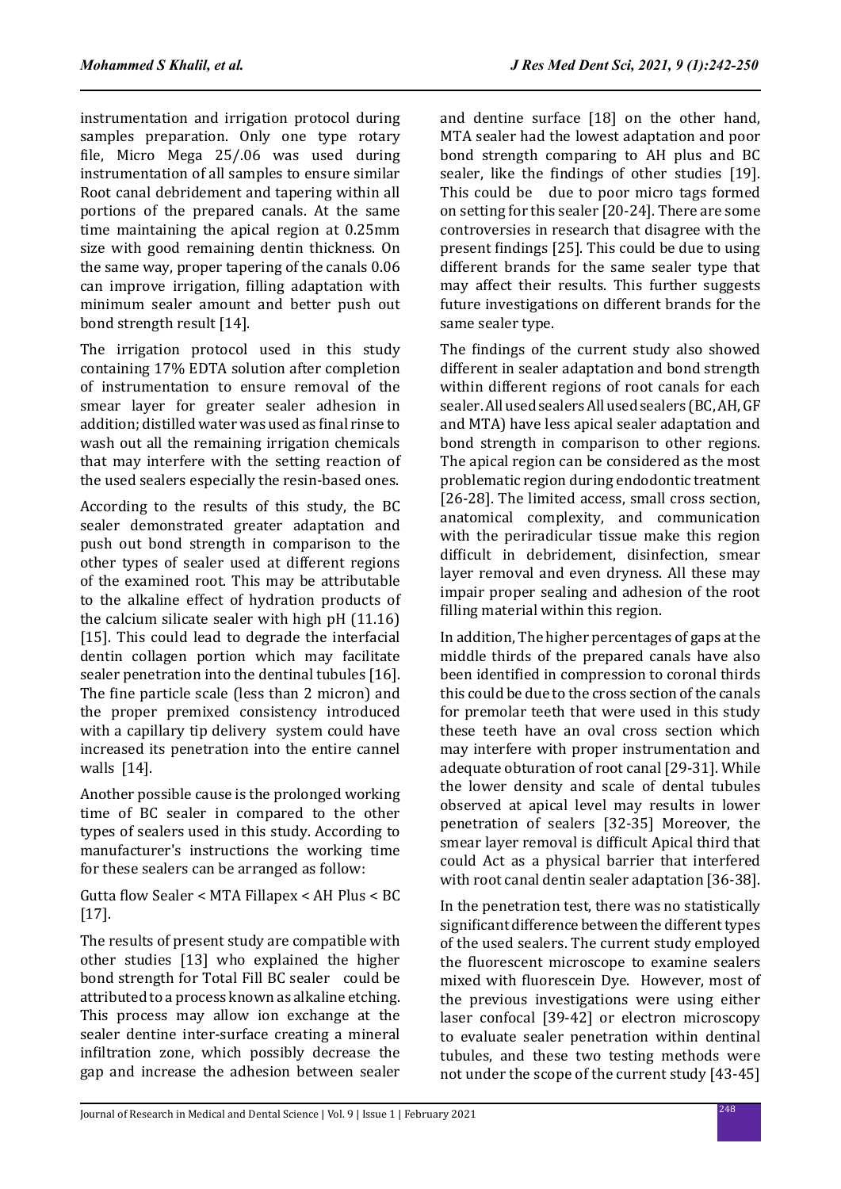instrumentation and irrigation protocol during samples preparation. Only one type rotary file, Micro Mega 25/.06 was used during instrumentation of all samples to ensure similar Root canal debridement and tapering within all portions of the prepared canals. At the same time maintaining the apical region at 0.25mm size with good remaining dentin thickness. On the same way, proper tapering of the canals 0.06 can improve irrigation, filling adaptation with minimum sealer amount and better push out bond strength result [14].

The irrigation protocol used in this study containing 17% EDTA solution after completion of instrumentation to ensure removal of the smear layer for greater sealer adhesion in addition; distilled water was used as final rinse to wash out all the remaining irrigation chemicals that may interfere with the setting reaction of the used sealers especially the resin-based ones.

According to the results of this study, the BC sealer demonstrated greater adaptation and push out bond strength in comparison to the other types of sealer used at different regions of the examined root. This may be attributable to the alkaline effect of hydration products of the calcium silicate sealer with high pH (11.16) [15]. This could lead to degrade the interfacial dentin collagen portion which may facilitate sealer penetration into the dentinal tubules [16]. The fine particle scale (less than 2 micron) and the proper premixed consistency introduced with a capillary tip delivery system could have increased its penetration into the entire cannel walls [14].

Another possible cause is the prolonged working time of BC sealer in compared to the other types of sealers used in this study. According to manufacturer's instructions the working time for these sealers can be arranged as follow:

Gutta flow Sealer < MTA Fillapex < AH Plus < BC [17].

The results of present study are compatible with other studies [13] who explained the higher bond strength for Total Fill BC sealer could be attributed to a process known as alkaline etching. This process may allow ion exchange at the sealer dentine inter-surface creating a mineral infiltration zone, which possibly decrease the gap and increase the adhesion between sealer and dentine surface [18] on the other hand, MTA sealer had the lowest adaptation and poor bond strength comparing to AH plus and BC sealer, like the findings of other studies [19]. This could be due to poor micro tags formed on setting for this sealer [20-24]. There are some controversies in research that disagree with the present findings [25]. This could be due to using different brands for the same sealer type that may affect their results. This further suggests future investigations on different brands for the same sealer type.

The findings of the current study also showed different in sealer adaptation and bond strength within different regions of root canals for each sealer. All used sealers All used sealers (BC, AH, GF and MTA) have less apical sealer adaptation and bond strength in comparison to other regions. The apical region can be considered as the most problematic region during endodontic treatment [26-28]. The limited access, small cross section, anatomical complexity, and communication with the periradicular tissue make this region difficult in debridement, disinfection, smear layer removal and even dryness. All these may impair proper sealing and adhesion of the root filling material within this region.

In addition, The higher percentages of gaps at the middle thirds of the prepared canals have also been identified in compression to coronal thirds this could be due to the cross section of the canals for premolar teeth that were used in this study these teeth have an oval cross section which may interfere with proper instrumentation and adequate obturation of root canal [29-31]. While the lower density and scale of dental tubules observed at apical level may results in lower penetration of sealers [32-35] Moreover, the smear layer removal is difficult Apical third that could Act as a physical barrier that interfered with root canal dentin sealer adaptation [36-38].

In the penetration test, there was no statistically significant difference between the different types of the used sealers. The current study employed the fluorescent microscope to examine sealers mixed with fluorescein Dye. However, most of the previous investigations were using either laser confocal [39-42] or electron microscopy to evaluate sealer penetration within dentinal tubules, and these two testing methods were not under the scope of the current study [43-45]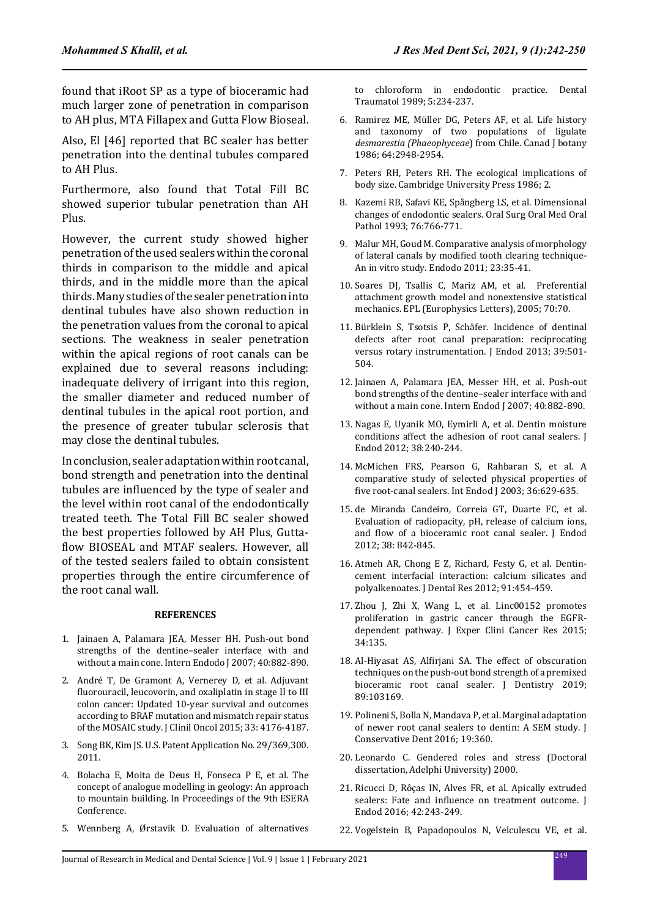found that iRoot SP as a type of bioceramic had much larger zone of penetration in comparison to AH plus, MTA Fillapex and Gutta Flow Bioseal.

Also, El [46] reported that BC sealer has better penetration into the dentinal tubules compared to AH Plus.

Furthermore, also found that Total Fill BC showed superior tubular penetration than AH Plus.

However, the current study showed higher penetration of the used sealers within the coronal thirds in comparison to the middle and apical thirds, and in the middle more than the apical thirds. Many studies of the sealer penetration into dentinal tubules have also shown reduction in the penetration values from the coronal to apical sections. The weakness in sealer penetration within the apical regions of root canals can be explained due to several reasons including: inadequate delivery of irrigant into this region, the smaller diameter and reduced number of dentinal tubules in the apical root portion, and the presence of greater tubular sclerosis that may close the dentinal tubules.

In conclusion, sealer adaptation within root canal, bond strength and penetration into the dentinal tubules are influenced by the type of sealer and the level within root canal of the endodontically treated teeth. The Total Fill BC sealer showed the best properties followed by AH Plus, Gutta-flow BIOSEAL and MTAF sealers. However, all of the tested sealers failed to obtain consistent properties through the entire circumference of the root canal wall.

## REFERENCES

1. Jainaen A, Palamara JEA, Messer HH. Push-out bond strengths of the dentine–sealer interface with and without a main cone. Intern Endodo J 2007; 40:882-890.
2. André T, De Gramont A, Vernerey D, et al. Adjuvant fluorouracil, leucovorin, and oxaliplatin in stage II to III colon cancer: Updated 10-year survival and outcomes according to BRAF mutation and mismatch repair status of the MOSAIC study. J Clinil Oncol 2015; 33: 4176-4187.
3. Song BK, Kim JS. U.S. Patent Application No. 29/369,300. 2011.
4. Bolacha E, Moita de Deus H, Fonseca P E, et al. The concept of analogue modelling in geology: An approach to mountain building. In Proceedings of the 9th ESERA Conference.
5. Wennberg A, Ørstavik D. Evaluation of alternatives to chloroform in endodontic practice. Dental Traumatol 1989; 5:234-237.
6. Ramirez ME, Müller DG, Peters AF, et al. Life history and taxonomy of two populations of ligulate *desmarestia (Phaeophyceae*) from Chile. Canad J botany 1986; 64:2948-2954.
7. Peters RH, Peters RH. The ecological implications of body size. Cambridge University Press 1986; 2.
8. Kazemi RB, Safavi KE, Spångberg LS, et al. Dimensional changes of endodontic sealers. Oral Surg Oral Med Oral Pathol 1993; 76:766-771.
9. Malur MH, Goud M. Comparative analysis of morphology of lateral canals by modified tooth clearing technique- An in vitro study. Endodo 2011; 23:35-41.
10. Soares DJ, Tsallis C, Mariz AM, et al. Preferential attachment growth model and nonextensive statistical mechanics. EPL (Europhysics Letters), 2005; 70:70.
11. Bürklein S, Tsotsis P, Schäfer. Incidence of dentinal defects after root canal preparation: reciprocating versus rotary instrumentation. J Endod 2013; 39:501-504.
12. Jainaen A, Palamara JEA, Messer HH, et al. Push-out bond strengths of the dentine–sealer interface with and without a main cone. Intern Endod J 2007; 40:882-890.
13. Nagas E, Uyanik MO, Eymirli A, et al. Dentin moisture conditions affect the adhesion of root canal sealers. J Endod 2012; 38:240-244.
14. McMichen FRS, Pearson G, Rahbaran S, et al. A comparative study of selected physical properties of five root-canal sealers. Int Endod J 2003; 36:629-635.
15. de Miranda Candeiro, Correia GT, Duarte FC, et al. Evaluation of radiopacity, pH, release of calcium ions, and flow of a bioceramic root canal sealer. J Endod 2012; 38: 842-845.
16. Atmeh AR, Chong E Z, Richard, Festy G, et al. Dentin-cement interfacial interaction: calcium silicates and polyalkenoates. J Dental Res 2012; 91:454-459.
17. Zhou J, Zhi X, Wang L, et al. Linc00152 promotes proliferation in gastric cancer through the EGFR-dependent pathway. J Exper Clini Cancer Res 2015; 34:135.
18. Al-Hiyasat AS, Alfirjani SA. The effect of obscuration techniques on the push-out bond strength of a premixed bioceramic root canal sealer. J Dentistry 2019; 89:103169.
19. Polineni S, Bolla N, Mandava P, et al. Marginal adaptation of newer root canal sealers to dentin: A SEM study. J Conservative Dent 2016; 19:360.
20. Leonardo C. Gendered roles and stress (Doctoral dissertation, Adelphi University) 2000.
21. Ricucci D, Rôças IN, Alves FR, et al. Apically extruded sealers: Fate and influence on treatment outcome. J Endod 2016; 42:243-249.
22. Vogelstein B, Papadopoulos N, Velculescu VE, et al.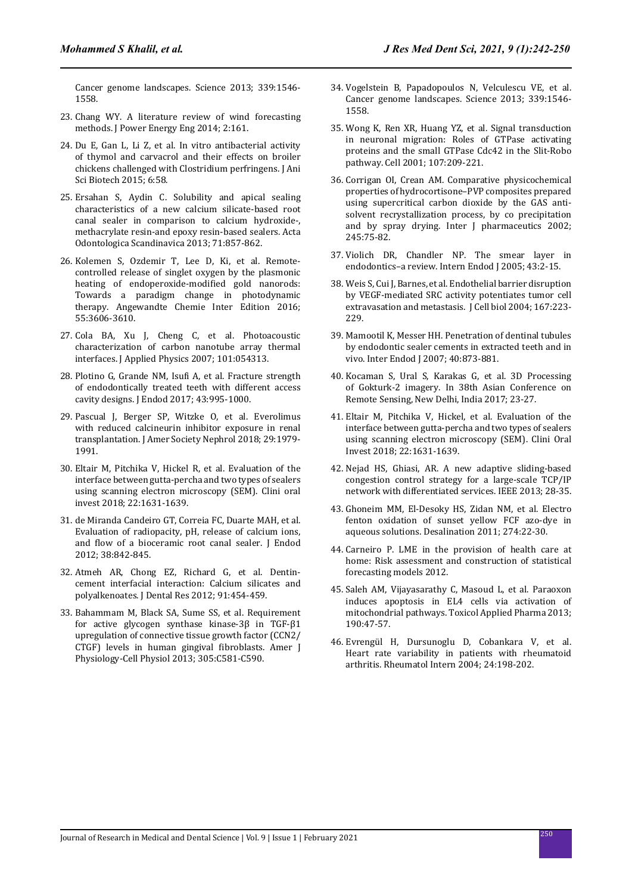Cancer genome landscapes. Science 2013; 339:1546-1558.

23. Chang WY. A literature review of wind forecasting methods. J Power Energy Eng 2014; 2:161.

24. Du E, Gan L, Li Z, et al. In vitro antibacterial activity of thymol and carvacrol and their effects on broiler chickens challenged with Clostridium perfringens. J Ani Sci Biotech 2015; 6:58.

25. Ersahan S, Aydin C. Solubility and apical sealing characteristics of a new calcium silicate-based root canal sealer in comparison to calcium hydroxide-, methacrylate resin-and epoxy resin-based sealers. Acta Odontologica Scandinavica 2013; 71:857-862.

26. Kolemen S, Ozdemir T, Lee D, Ki, et al. Remote-controlled release of singlet oxygen by the plasmonic heating of endoperoxide-modified gold nanorods: Towards a paradigm change in photodynamic therapy. Angewandte Chemie Inter Edition 2016; 55:3606-3610.

27. Cola BA, Xu J, Cheng C, et al. Photoacoustic characterization of carbon nanotube array thermal interfaces. J Applied Physics 2007; 101:054313.

28. Plotino G, Grande NM, Isufi A, et al. Fracture strength of endodontically treated teeth with different access cavity designs. J Endod 2017; 43:995-1000.

29. Pascual J, Berger SP, Witzke O, et al. Everolimus with reduced calcineurin inhibitor exposure in renal transplantation. J Amer Society Nephrol 2018; 29:1979-1991.

30. Eltair M, Pitchika V, Hickel R, et al. Evaluation of the interface between gutta-percha and two types of sealers using scanning electron microscopy (SEM). Clini oral invest 2018; 22:1631-1639.

31. de Miranda Candeiro GT, Correia FC, Duarte MAH, et al. Evaluation of radiopacity, pH, release of calcium ions, and flow of a bioceramic root canal sealer. J Endod 2012; 38:842-845.

32. Atmeh AR, Chong EZ, Richard G, et al. Dentin-cement interfacial interaction: Calcium silicates and polyalkenoates. J Dental Res 2012; 91:454-459.

33. Bahammam M, Black SA, Sume SS, et al. Requirement for active glycogen synthase kinase-3β in TGF-β1 upregulation of connective tissue growth factor (CCN2/CTGF) levels in human gingival fibroblasts. Amer J Physiology-Cell Physiol 2013; 305:C581-C590.

34. Vogelstein B, Papadopoulos N, Velculescu VE, et al. Cancer genome landscapes. Science 2013; 339:1546-1558.

35. Wong K, Ren XR, Huang YZ, et al. Signal transduction in neuronal migration: Roles of GTPase activating proteins and the small GTPase Cdc42 in the Slit-Robo pathway. Cell 2001; 107:209-221.

36. Corrigan OI, Crean AM. Comparative physicochemical properties of hydrocortisone–PVP composites prepared using supercritical carbon dioxide by the GAS anti-solvent recrystallization process, by co precipitation and by spray drying. Inter J pharmaceutics 2002; 245:75-82.

37. Violich DR, Chandler NP. The smear layer in endodontics–a review. Intern Endod J 2005; 43:2-15.

38. Weis S, Cui J, Barnes, et al. Endothelial barrier disruption by VEGF-mediated SRC activity potentiates tumor cell extravasation and metastasis. J Cell biol 2004; 167:223-229.

39. Mamootil K, Messer HH. Penetration of dentinal tubules by endodontic sealer cements in extracted teeth and in vivo. Inter Endod J 2007; 40:873-881.

40. Kocaman S, Ural S, Karakas G, et al. 3D Processing of Gokturk-2 imagery. In 38th Asian Conference on Remote Sensing, New Delhi, India 2017; 23-27.

41. Eltair M, Pitchika V, Hickel, et al. Evaluation of the interface between gutta-percha and two types of sealers using scanning electron microscopy (SEM). Clini Oral Invest 2018; 22:1631-1639.

42. Nejad HS, Ghiasi, AR. A new adaptive sliding-based congestion control strategy for a large-scale TCP/IP network with differentiated services. IEEE 2013; 28-35.

43. Ghoneim MM, El-Desoky HS, Zidan NM, et al. Electro fenton oxidation of sunset yellow FCF azo-dye in aqueous solutions. Desalination 2011; 274:22-30.

44. Carneiro P. LME in the provision of health care at home: Risk assessment and construction of statistical forecasting models 2012.

45. Saleh AM, Vijayasarathy C, Masoud L, et al. Paraoxon induces apoptosis in EL4 cells via activation of mitochondrial pathways. Toxicol Applied Pharma 2013; 190:47-57.

46. Evrengül H, Dursunoglu D, Cobankara V, et al. Heart rate variability in patients with rheumatoid arthritis. Rheumatol Intern 2004; 24:198-202.